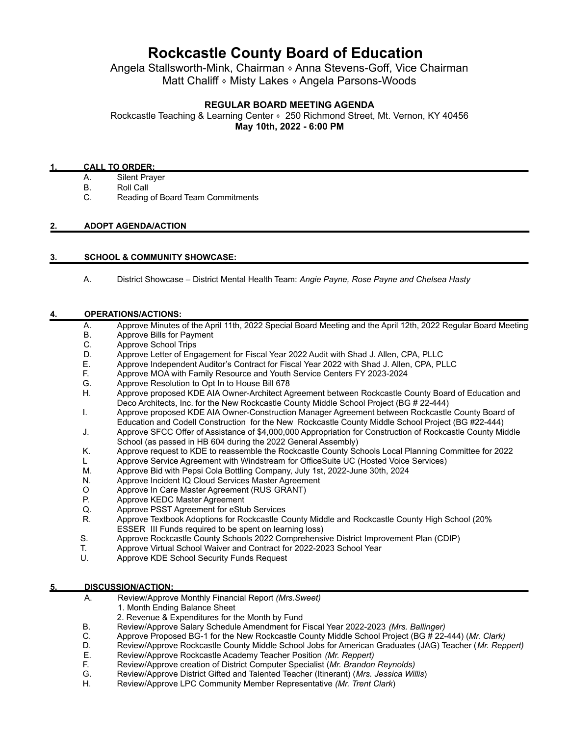# Rockcastle County Board of Education

Angela Stallsworth-Mink, Chairman ⬨ Anna Stevens-Goff, Vice Chairman
Matt Chaliff ⬨ Misty Lakes ⬨ Angela Parsons-Woods

**REGULAR BOARD MEETING AGENDA**

Rockcastle Teaching & Learning Center ⬨ 250 Richmond Street, Mt. Vernon, KY 40456

**May 10th, 2022 - 6:00 PM**

## 1. CALL TO ORDER:

A. Silent Prayer
B. Roll Call
C. Reading of Board Team Commitments

## 2. ADOPT AGENDA/ACTION

## 3. SCHOOL & COMMUNITY SHOWCASE:

A. District Showcase – District Mental Health Team: *Angie Payne, Rose Payne and Chelsea Hasty*

## 4. OPERATIONS/ACTIONS:

A. Approve Minutes of the April 11th, 2022 Special Board Meeting and the April 12th, 2022 Regular Board Meeting
B. Approve Bills for Payment
C. Approve School Trips
D. Approve Letter of Engagement for Fiscal Year 2022 Audit with Shad J. Allen, CPA, PLLC
E. Approve Independent Auditor's Contract for Fiscal Year 2022 with Shad J. Allen, CPA, PLLC
F. Approve MOA with Family Resource and Youth Service Centers FY 2023-2024
G. Approve Resolution to Opt In to House Bill 678
H. Approve proposed KDE AIA Owner-Architect Agreement between Rockcastle County Board of Education and Deco Architects, Inc. for the New Rockcastle County Middle School Project (BG # 22-444)
I. Approve proposed KDE AIA Owner-Construction Manager Agreement between Rockcastle County Board of Education and Codell Construction for the New Rockcastle County Middle School Project (BG #22-444)
J. Approve SFCC Offer of Assistance of $4,000,000 Appropriation for Construction of Rockcastle County Middle School (as passed in HB 604 during the 2022 General Assembly)
K. Approve request to KDE to reassemble the Rockcastle County Schools Local Planning Committee for 2022
L Approve Service Agreement with Windstream for OfficeSuite UC (Hosted Voice Services)
M. Approve Bid with Pepsi Cola Bottling Company, July 1st, 2022-June 30th, 2024
N. Approve Incident IQ Cloud Services Master Agreement
O Approve In Care Master Agreement (RUS GRANT)
P. Approve KEDC Master Agreement
Q. Approve PSST Agreement for eStub Services
R. Approve Textbook Adoptions for Rockcastle County Middle and Rockcastle County High School (20% ESSER III Funds required to be spent on learning loss)
S. Approve Rockcastle County Schools 2022 Comprehensive District Improvement Plan (CDIP)
T. Approve Virtual School Waiver and Contract for 2022-2023 School Year
U. Approve KDE School Security Funds Request

## 5. DISCUSSION/ACTION:

A. Review/Approve Monthly Financial Report *(Mrs.Sweet)*
   1. Month Ending Balance Sheet
   2. Revenue & Expenditures for the Month by Fund
B. Review/Approve Salary Schedule Amendment for Fiscal Year 2022-2023 *(Mrs. Ballinger)*
C. Approve Proposed BG-1 for the New Rockcastle County Middle School Project (BG # 22-444) (*Mr. Clark)*
D. Review/Approve Rockcastle County Middle School Jobs for American Graduates (JAG) Teacher (*Mr. Reppert)*
E. Review/Approve Rockcastle Academy Teacher Position *(Mr. Reppert)*
F. Review/Approve creation of District Computer Specialist (*Mr. Brandon Reynolds)*
G. Review/Approve District Gifted and Talented Teacher (Itinerant) (*Mrs. Jessica Willis*)
H. Review/Approve LPC Community Member Representative *(Mr. Trent Clark*)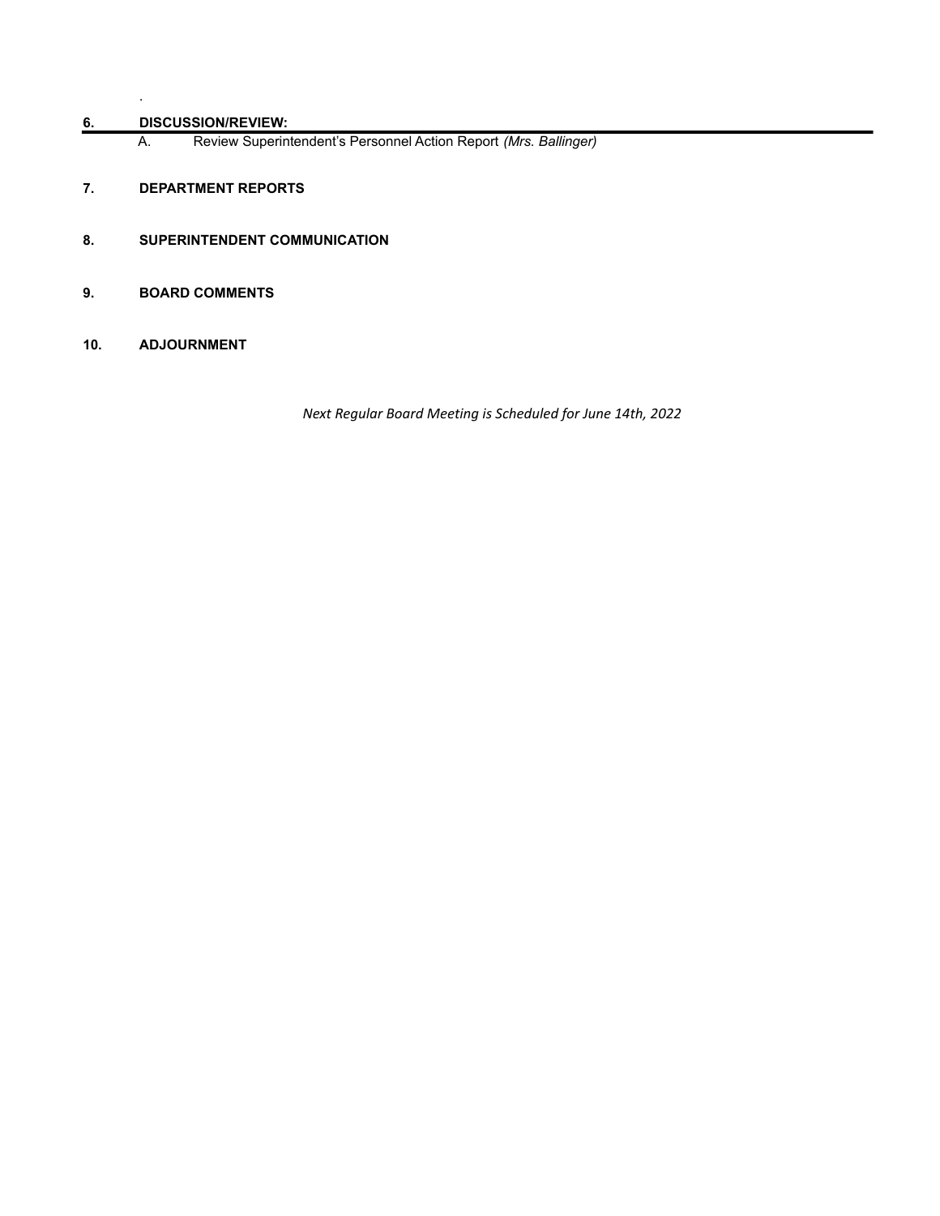.

**6. DISCUSSION/REVIEW:**

A. Review Superintendent's Personnel Action Report *(Mrs. Ballinger)*

**7. DEPARTMENT REPORTS**

**8. SUPERINTENDENT COMMUNICATION**

**9. BOARD COMMENTS**

**10. ADJOURNMENT**

*Next Regular Board Meeting is Scheduled for June 14th, 2022*